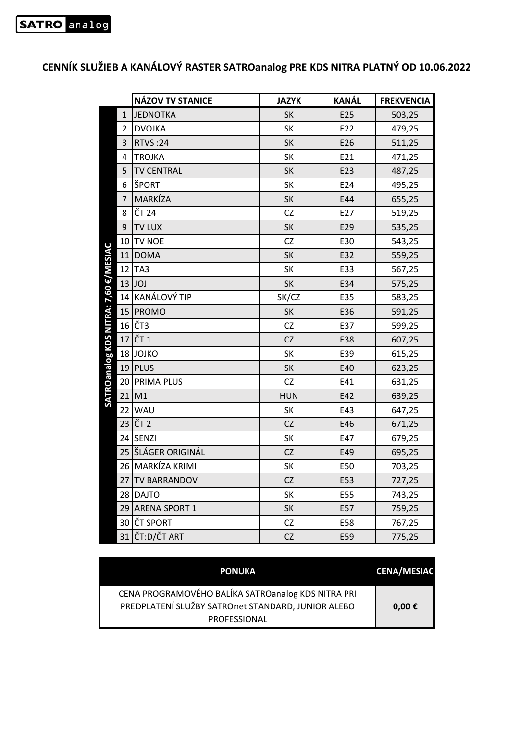SATRO analog

# CENNÍK SLUŽIEB A KANÁLOVÝ RASTER SATROanalog PRE KDS NITRA PLATNÝ OD 10.06.2022

| SATROanalog KDS NITRA: 7,60 €/MESIAC | | NÁZOV TV STANICE | JAZYK | KANÁL | FREKVENCIA |
|---|---|---|---|---|---|
| | 1 | JEDNOTKA | SK | E25 | 503,25 |
| | 2 | DVOJKA | SK | E22 | 479,25 |
| | 3 | RTVS :24 | SK | E26 | 511,25 |
| | 4 | TROJKA | SK | E21 | 471,25 |
| | 5 | TV CENTRAL | SK | E23 | 487,25 |
| | 6 | ŠPORT | SK | E24 | 495,25 |
| | 7 | MARKÍZA | SK | E44 | 655,25 |
| | 8 | ČT 24 | CZ | E27 | 519,25 |
| | 9 | TV LUX | SK | E29 | 535,25 |
| | 10 | TV NOE | CZ | E30 | 543,25 |
| | 11 | DOMA | SK | E32 | 559,25 |
| | 12 | TA3 | SK | E33 | 567,25 |
| | 13 | JOJ | SK | E34 | 575,25 |
| | 14 | KANÁLOVÝ TIP | SK/CZ | E35 | 583,25 |
| | 15 | PROMO | SK | E36 | 591,25 |
| | 16 | ČT3 | CZ | E37 | 599,25 |
| | 17 | ČT 1 | CZ | E38 | 607,25 |
| | 18 | JOJKO | SK | E39 | 615,25 |
| | 19 | PLUS | SK | E40 | 623,25 |
| | 20 | PRIMA PLUS | CZ | E41 | 631,25 |
| | 21 | M1 | HUN | E42 | 639,25 |
| | 22 | WAU | SK | E43 | 647,25 |
| | 23 | ČT 2 | CZ | E46 | 671,25 |
| | 24 | SENZI | SK | E47 | 679,25 |
| | 25 | ŠLÁGER ORIGINÁL | CZ | E49 | 695,25 |
| | 26 | MARKÍZA KRIMI | SK | E50 | 703,25 |
| | 27 | TV BARRANDOV | CZ | E53 | 727,25 |
| | 28 | DAJTO | SK | E55 | 743,25 |
| | 29 | ARENA SPORT 1 | SK | E57 | 759,25 |
| | 30 | ČT SPORT | CZ | E58 | 767,25 |
| | 31 | ČT:D/ČT ART | CZ | E59 | 775,25 |

| PONUKA | CENA/MESIAC |
|---|---|
| CENA PROGRAMOVÉHO BALÍKA SATROanalog KDS NITRA PRI PREDPLATENÍ SLUŽBY SATROnet STANDARD, JUNIOR ALEBO PROFESSIONAL | **0,00 €** |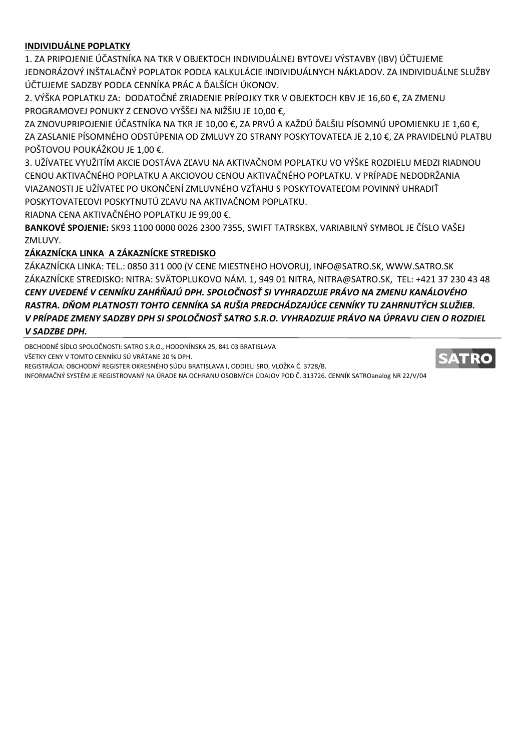**INDIVIDUÁLNE POPLATKY**

1. ZA PRIPOJENIE ÚČASTNÍKA NA TKR V OBJEKTOCH INDIVIDUÁLNEJ BYTOVEJ VÝSTAVBY (IBV) ÚČTUJEME JEDNORÁZOVÝ INŠTALAČNÝ POPLATOK PODĽA KALKULÁCIE INDIVIDUÁLNYCH NÁKLADOV. ZA INDIVIDUÁLNE SLUŽBY ÚČTUJEME SADZBY PODĽA CENNÍKA PRÁC A ĎALŠÍCH ÚKONOV.

2. VÝŠKA POPLATKU ZA: DODATOČNÉ ZRIADENIE PRÍPOJKY TKR V OBJEKTOCH KBV JE 16,60 €, ZA ZMENU PROGRAMOVEJ PONUKY Z CENOVO VYŠŠEJ NA NIŽŠIU JE 10,00 €, ZA ZNOVUPRIPOJENIE ÚČASTNÍKA NA TKR JE 10,00 €, ZA PRVÚ A KAŽDÚ ĎALŠIU PÍSOMNÚ UPOMIENKU JE 1,60 €, ZA ZASLANIE PÍSOMNÉHO ODSTÚPENIA OD ZMLUVY ZO STRANY POSKYTOVATEĽA JE 2,10 €, ZA PRAVIDELNÚ PLATBU POŠTOVOU POUKÁŽKOU JE 1,00 €.

3. UŽÍVATEĽ VYUŽITÍM AKCIE DOSTÁVA ZĽAVU NA AKTIVAČNOM POPLATKU VO VÝŠKE ROZDIELU MEDZI RIADNOU CENOU AKTIVAČNÉHO POPLATKU A AKCIOVOU CENOU AKTIVAČNÉHO POPLATKU. V PRÍPADE NEDODRŽANIA VIAZANOSTI JE UŽÍVATEĽ PO UKONČENÍ ZMLUVNÉHO VZŤAHU S POSKYTOVATEĽOM POVINNÝ UHRADIŤ POSKYTOVATEĽOVI POSKYTNUTÚ ZĽAVU NA AKTIVAČNOM POPLATKU.
RIADNA CENA AKTIVAČNÉHO POPLATKU JE 99,00 €.

**BANKOVÉ SPOJENIE:** SK93 1100 0000 0026 2300 7355, SWIFT TATRSKBX, VARIABILNÝ SYMBOL JE ČÍSLO VAŠEJ ZMLUVY.

**ZÁKAZNÍCKA LINKA A ZÁKAZNÍCKE STREDISKO**

ZÁKAZNÍCKA LINKA: TEL.: 0850 311 000 (V CENE MIESTNEHO HOVORU), INFO@SATRO.SK, WWW.SATRO.SK
ZÁKAZNÍCKE STREDISKO: NITRA: SVÄTOPLUKOVO NÁM. 1, 949 01 NITRA, NITRA@SATRO.SK, TEL: +421 37 230 43 48

***CENY UVEDENÉ V CENNÍKU ZAHŔŇAJÚ DPH. SPOLOČNOSŤ SI VYHRADZUJE PRÁVO NA ZMENU KANÁLOVÉHO RASTRA. DŇOM PLATNOSTI TOHTO CENNÍKA SA RUŠIA PREDCHÁDZAJÚCE CENNÍKY TU ZAHRNUTÝCH SLUŽIEB. V PRÍPADE ZMENY SADZBY DPH SI SPOLOČNOSŤ SATRO S.R.O. VYHRADZUJE PRÁVO NA ÚPRAVU CIEN O ROZDIEL V SADZBE DPH.***

---

OBCHODNÉ SÍDLO SPOLOČNOSTI: SATRO S.R.O., HODONÍNSKA 25, 841 03 BRATISLAVA
VŠETKY CENY V TOMTO CENNÍKU SÚ VRÁTANE 20 % DPH.
REGISTRÁCIA: OBCHODNÝ REGISTER OKRESNÉHO SÚDU BRATISLAVA I, ODDIEL: SRO, VLOŽKA Č. 3728/B.
INFORMAČNÝ SYSTÉM JE REGISTROVANÝ NA ÚRADE NA OCHRANU OSOBNÝCH ÚDAJOV POD Č. 313726. CENNÍK SATROanalog NR 22/V/04

SATRO